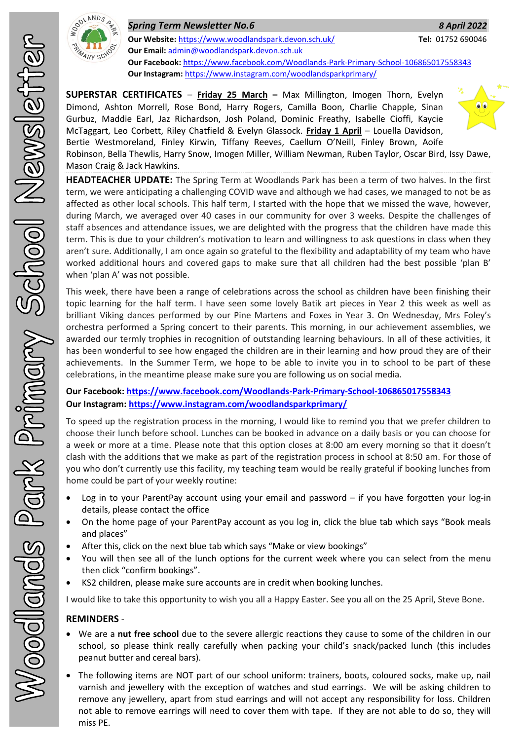# Woodlands Park Primary School Newsletter

***Spring Term Newsletter No.6*** ***8 April 2022***

**Our Website:** https://www.woodlandspark.devon.sch.uk/ **Tel:** 01752 690046
**Our Email:** admin@woodlandspark.devon.sch.uk
**Our Facebook:** https://www.facebook.com/Woodlands-Park-Primary-School-106865017558343
**Our Instagram:** https://www.instagram.com/woodlandsparkprimary/

**SUPERSTAR CERTIFICATES** – **Friday 25 March** – Max Millington, Imogen Thorn, Evelyn Dimond, Ashton Morrell, Rose Bond, Harry Rogers, Camilla Boon, Charlie Chapple, Sinan Gurbuz, Maddie Earl, Jaz Richardson, Josh Poland, Dominic Freathy, Isabelle Cioffi, Kaycie McTaggart, Leo Corbett, Riley Chatfield & Evelyn Glassock. **Friday 1 April** – Louella Davidson, Bertie Westmoreland, Finley Kirwin, Tiffany Reeves, Caellum O'Neill, Finley Brown, Aoife Robinson, Bella Thewlis, Harry Snow, Imogen Miller, William Newman, Ruben Taylor, Oscar Bird, Issy Dawe, Mason Craig & Jack Hawkins.

**HEADTEACHER UPDATE:** The Spring Term at Woodlands Park has been a term of two halves. In the first term, we were anticipating a challenging COVID wave and although we had cases, we managed to not be as affected as other local schools. This half term, I started with the hope that we missed the wave, however, during March, we averaged over 40 cases in our community for over 3 weeks. Despite the challenges of staff absences and attendance issues, we are delighted with the progress that the children have made this term. This is due to your children's motivation to learn and willingness to ask questions in class when they aren't sure. Additionally, I am once again so grateful to the flexibility and adaptability of my team who have worked additional hours and covered gaps to make sure that all children had the best possible 'plan B' when 'plan A' was not possible.

This week, there have been a range of celebrations across the school as children have been finishing their topic learning for the half term. I have seen some lovely Batik art pieces in Year 2 this week as well as brilliant Viking dances performed by our Pine Martens and Foxes in Year 3. On Wednesday, Mrs Foley's orchestra performed a Spring concert to their parents. This morning, in our achievement assemblies, we awarded our termly trophies in recognition of outstanding learning behaviours. In all of these activities, it has been wonderful to see how engaged the children are in their learning and how proud they are of their achievements. In the Summer Term, we hope to be able to invite you in to school to be part of these celebrations, in the meantime please make sure you are following us on social media.

**Our Facebook: https://www.facebook.com/Woodlands-Park-Primary-School-106865017558343**
**Our Instagram: https://www.instagram.com/woodlandsparkprimary/**

To speed up the registration process in the morning, I would like to remind you that we prefer children to choose their lunch before school. Lunches can be booked in advance on a daily basis or you can choose for a week or more at a time. Please note that this option closes at 8:00 am every morning so that it doesn't clash with the additions that we make as part of the registration process in school at 8:50 am. For those of you who don't currently use this facility, my teaching team would be really grateful if booking lunches from home could be part of your weekly routine:

- Log in to your ParentPay account using your email and password – if you have forgotten your log-in details, please contact the office
- On the home page of your ParentPay account as you log in, click the blue tab which says "Book meals and places"
- After this, click on the next blue tab which says "Make or view bookings"
- You will then see all of the lunch options for the current week where you can select from the menu then click "confirm bookings".
- KS2 children, please make sure accounts are in credit when booking lunches.

I would like to take this opportunity to wish you all a Happy Easter. See you all on the 25 April, Steve Bone.

**REMINDERS** -

- We are a **nut free school** due to the severe allergic reactions they cause to some of the children in our school, so please think really carefully when packing your child's snack/packed lunch (this includes peanut butter and cereal bars).
- The following items are NOT part of our school uniform: trainers, boots, coloured socks, make up, nail varnish and jewellery with the exception of watches and stud earrings. We will be asking children to remove any jewellery, apart from stud earrings and will not accept any responsibility for loss. Children not able to remove earrings will need to cover them with tape. If they are not able to do so, they will miss PE.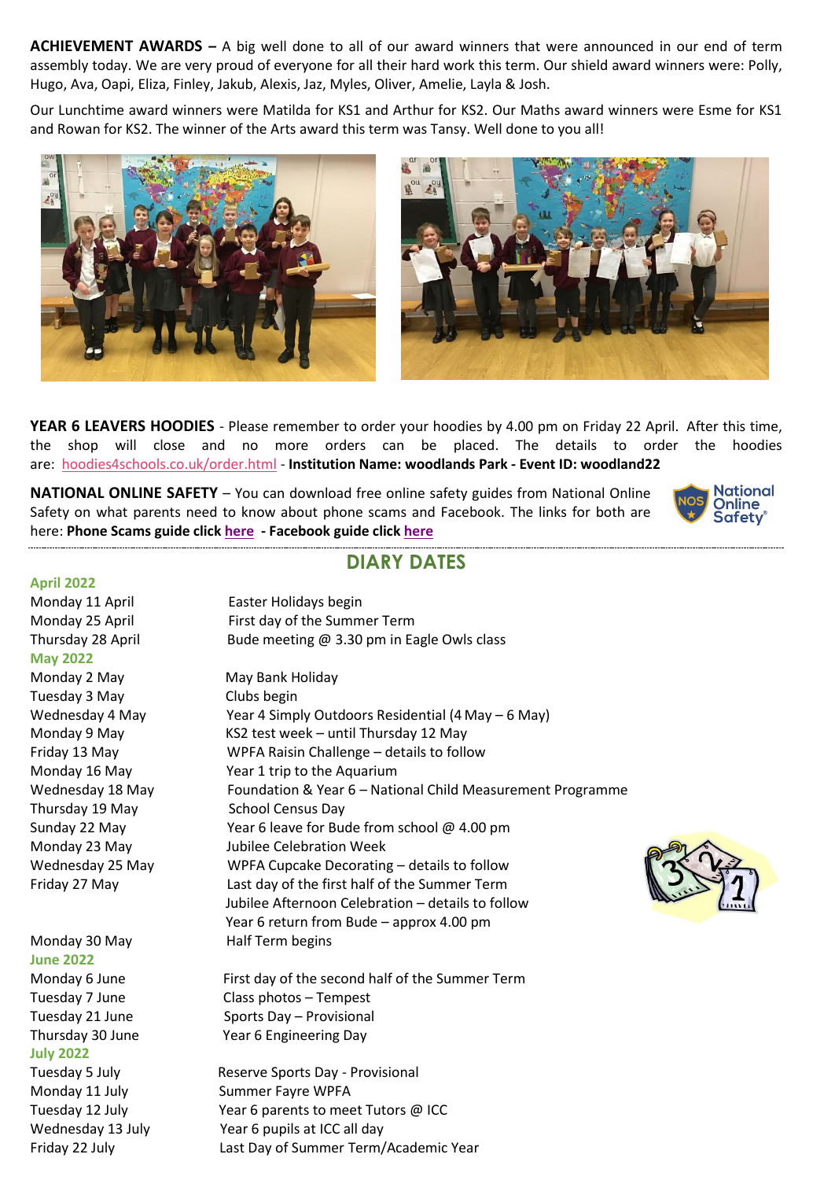**ACHIEVEMENT AWARDS –** A big well done to all of our award winners that were announced in our end of term assembly today. We are very proud of everyone for all their hard work this term. Our shield award winners were: Polly, Hugo, Ava, Oapi, Eliza, Finley, Jakub, Alexis, Jaz, Myles, Oliver, Amelie, Layla & Josh.

Our Lunchtime award winners were Matilda for KS1 and Arthur for KS2. Our Maths award winners were Esme for KS1 and Rowan for KS2. The winner of the Arts award this term was Tansy. Well done to you all!

**YEAR 6 LEAVERS HOODIES** - Please remember to order your hoodies by 4.00 pm on Friday 22 April. After this time, the shop will close and no more orders can be placed. The details to order the hoodies are: hoodies4schools.co.uk/order.html - **Institution Name: woodlands Park - Event ID: woodland22**

**NATIONAL ONLINE SAFETY** – You can download free online safety guides from National Online Safety on what parents need to know about phone scams and Facebook. The links for both are here: **Phone Scams guide click here - Facebook guide click here**

## DIARY DATES

**April 2022**

| | |
|---|---|
| Monday 11 April | Easter Holidays begin |
| Monday 25 April | First day of the Summer Term |
| Thursday 28 April | Bude meeting @ 3.30 pm in Eagle Owls class |

**May 2022**

| | |
|---|---|
| Monday 2 May | May Bank Holiday |
| Tuesday 3 May | Clubs begin |
| Wednesday 4 May | Year 4 Simply Outdoors Residential (4 May – 6 May) |
| Monday 9 May | KS2 test week – until Thursday 12 May |
| Friday 13 May | WPFA Raisin Challenge – details to follow |
| Monday 16 May | Year 1 trip to the Aquarium |
| Wednesday 18 May | Foundation & Year 6 – National Child Measurement Programme |
| Thursday 19 May | School Census Day |
| Sunday 22 May | Year 6 leave for Bude from school @ 4.00 pm |
| Monday 23 May | Jubilee Celebration Week |
| Wednesday 25 May | WPFA Cupcake Decorating – details to follow |
| Friday 27 May | Last day of the first half of the Summer Term<br>Jubilee Afternoon Celebration – details to follow<br>Year 6 return from Bude – approx 4.00 pm |
| Monday 30 May | Half Term begins |

**June 2022**

| | |
|---|---|
| Monday 6 June | First day of the second half of the Summer Term |
| Tuesday 7 June | Class photos – Tempest |
| Tuesday 21 June | Sports Day – Provisional |
| Thursday 30 June | Year 6 Engineering Day |

**July 2022**

| | |
|---|---|
| Tuesday 5 July | Reserve Sports Day - Provisional |
| Monday 11 July | Summer Fayre WPFA |
| Tuesday 12 July | Year 6 parents to meet Tutors @ ICC |
| Wednesday 13 July | Year 6 pupils at ICC all day |
| Friday 22 July | Last Day of Summer Term/Academic Year |